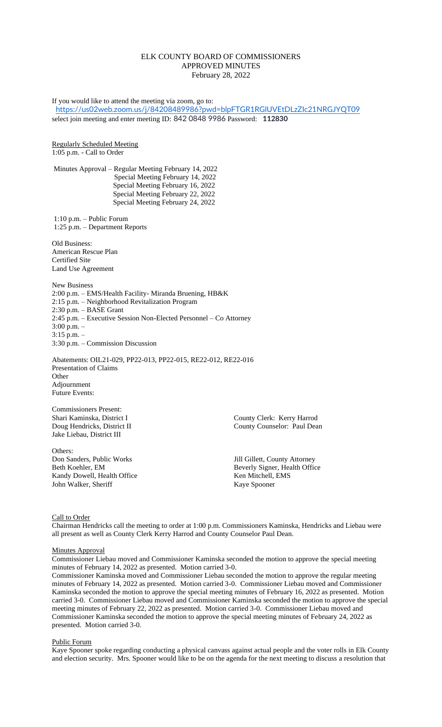# ELK COUNTY BOARD OF COMMISSIONERS
## APPROVED MINUTES
February 28, 2022

If you would like to attend the meeting via zoom, go to:
https://us02web.zoom.us/j/84208489986?pwd=blpFTGR1RGlUVEtDLzZIc21NRGJYQT09
select join meeting and enter meeting ID: 842 0848 9986 Password: **112830**

Regularly Scheduled Meeting
1:05 p.m. - Call to Order

Minutes Approval – Regular Meeting February 14, 2022
Special Meeting February 14, 2022
Special Meeting February 16, 2022
Special Meeting February 22, 2022
Special Meeting February 24, 2022

1:10 p.m. – Public Forum
1:25 p.m. – Department Reports

Old Business:
American Rescue Plan
Certified Site
Land Use Agreement

New Business
2:00 p.m. – EMS/Health Facility- Miranda Bruening, HB&K
2:15 p.m. – Neighborhood Revitalization Program
2:30 p.m. – BASE Grant
2:45 p.m. – Executive Session Non-Elected Personnel – Co Attorney
3:00 p.m. –
3:15 p.m. –
3:30 p.m. – Commission Discussion

Abatements: OIL21-029, PP22-013, PP22-015, RE22-012, RE22-016
Presentation of Claims
Other
Adjournment
Future Events:

Commissioners Present:
Shari Kaminska, District I
Doug Hendricks, District II
Jake Liebau, District III

County Clerk: Kerry Harrod
County Counselor: Paul Dean

Others:
Don Sanders, Public Works
Beth Koehler, EM
Kandy Dowell, Health Office
John Walker, Sheriff
Jill Gillett, County Attorney
Beverly Signer, Health Office
Ken Mitchell, EMS
Kaye Spooner

Call to Order
Chairman Hendricks call the meeting to order at 1:00 p.m. Commissioners Kaminska, Hendricks and Liebau were all present as well as County Clerk Kerry Harrod and County Counselor Paul Dean.

Minutes Approval
Commissioner Liebau moved and Commissioner Kaminska seconded the motion to approve the special meeting minutes of February 14, 2022 as presented. Motion carried 3-0.
Commissioner Kaminska moved and Commissioner Liebau seconded the motion to approve the regular meeting minutes of February 14, 2022 as presented. Motion carried 3-0. Commissioner Liebau moved and Commissioner Kaminska seconded the motion to approve the special meeting minutes of February 16, 2022 as presented. Motion carried 3-0. Commissioner Liebau moved and Commissioner Kaminska seconded the motion to approve the special meeting minutes of February 22, 2022 as presented. Motion carried 3-0. Commissioner Liebau moved and Commissioner Kaminska seconded the motion to approve the special meeting minutes of February 24, 2022 as presented. Motion carried 3-0.

Public Forum
Kaye Spooner spoke regarding conducting a physical canvass against actual people and the voter rolls in Elk County and election security. Mrs. Spooner would like to be on the agenda for the next meeting to discuss a resolution that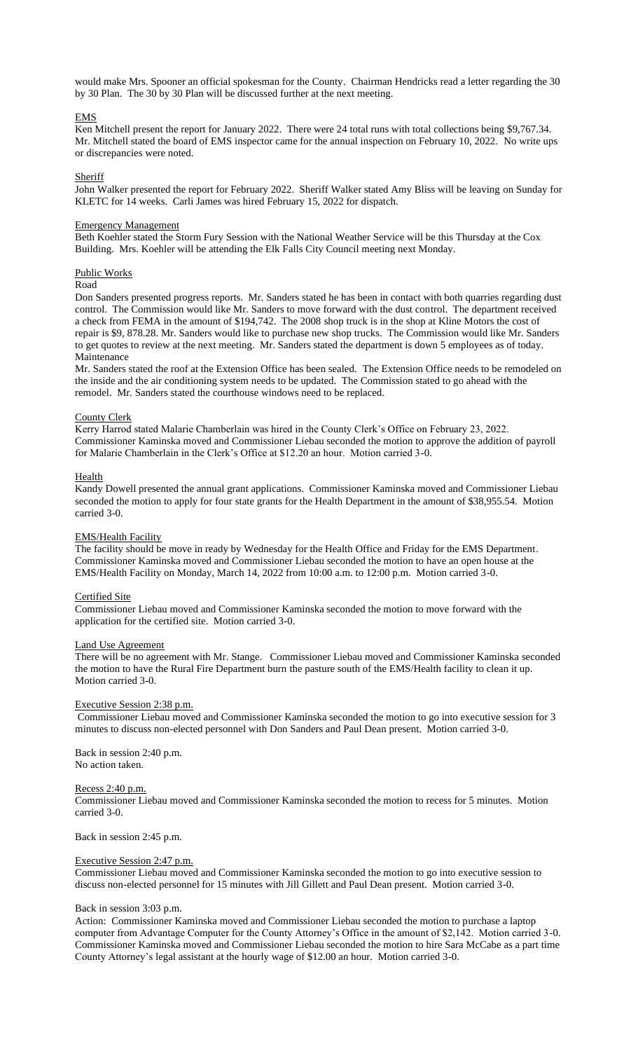would make Mrs. Spooner an official spokesman for the County. Chairman Hendricks read a letter regarding the 30 by 30 Plan. The 30 by 30 Plan will be discussed further at the next meeting.

EMS

Ken Mitchell present the report for January 2022. There were 24 total runs with total collections being $9,767.34. Mr. Mitchell stated the board of EMS inspector came for the annual inspection on February 10, 2022. No write ups or discrepancies were noted.

Sheriff

John Walker presented the report for February 2022. Sheriff Walker stated Amy Bliss will be leaving on Sunday for KLETC for 14 weeks. Carli James was hired February 15, 2022 for dispatch.

Emergency Management

Beth Koehler stated the Storm Fury Session with the National Weather Service will be this Thursday at the Cox Building. Mrs. Koehler will be attending the Elk Falls City Council meeting next Monday.

Public Works

Road

Don Sanders presented progress reports. Mr. Sanders stated he has been in contact with both quarries regarding dust control. The Commission would like Mr. Sanders to move forward with the dust control. The department received a check from FEMA in the amount of $194,742. The 2008 shop truck is in the shop at Kline Motors the cost of repair is $9, 878.28. Mr. Sanders would like to purchase new shop trucks. The Commission would like Mr. Sanders to get quotes to review at the next meeting. Mr. Sanders stated the department is down 5 employees as of today.

Maintenance

Mr. Sanders stated the roof at the Extension Office has been sealed. The Extension Office needs to be remodeled on the inside and the air conditioning system needs to be updated. The Commission stated to go ahead with the remodel. Mr. Sanders stated the courthouse windows need to be replaced.

County Clerk

Kerry Harrod stated Malarie Chamberlain was hired in the County Clerk's Office on February 23, 2022. Commissioner Kaminska moved and Commissioner Liebau seconded the motion to approve the addition of payroll for Malarie Chamberlain in the Clerk's Office at $12.20 an hour. Motion carried 3-0.

Health

Kandy Dowell presented the annual grant applications. Commissioner Kaminska moved and Commissioner Liebau seconded the motion to apply for four state grants for the Health Department in the amount of $38,955.54. Motion carried 3-0.

EMS/Health Facility

The facility should be move in ready by Wednesday for the Health Office and Friday for the EMS Department. Commissioner Kaminska moved and Commissioner Liebau seconded the motion to have an open house at the EMS/Health Facility on Monday, March 14, 2022 from 10:00 a.m. to 12:00 p.m. Motion carried 3-0.

Certified Site

Commissioner Liebau moved and Commissioner Kaminska seconded the motion to move forward with the application for the certified site. Motion carried 3-0.

Land Use Agreement

There will be no agreement with Mr. Stange. Commissioner Liebau moved and Commissioner Kaminska seconded the motion to have the Rural Fire Department burn the pasture south of the EMS/Health facility to clean it up. Motion carried 3-0.

Executive Session 2:38 p.m.

Commissioner Liebau moved and Commissioner Kaminska seconded the motion to go into executive session for 3 minutes to discuss non-elected personnel with Don Sanders and Paul Dean present. Motion carried 3-0.

Back in session 2:40 p.m.
No action taken.

Recess 2:40 p.m.

Commissioner Liebau moved and Commissioner Kaminska seconded the motion to recess for 5 minutes. Motion carried 3-0.

Back in session 2:45 p.m.

Executive Session 2:47 p.m.

Commissioner Liebau moved and Commissioner Kaminska seconded the motion to go into executive session to discuss non-elected personnel for 15 minutes with Jill Gillett and Paul Dean present. Motion carried 3-0.

Back in session 3:03 p.m.

Action: Commissioner Kaminska moved and Commissioner Liebau seconded the motion to purchase a laptop computer from Advantage Computer for the County Attorney's Office in the amount of $2,142. Motion carried 3-0. Commissioner Kaminska moved and Commissioner Liebau seconded the motion to hire Sara McCabe as a part time County Attorney's legal assistant at the hourly wage of $12.00 an hour. Motion carried 3-0.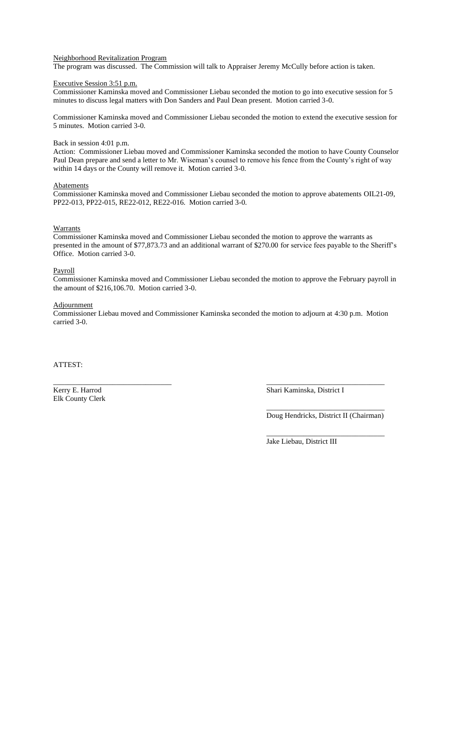<u>Neighborhood Revitalization Program</u>
The program was discussed. The Commission will talk to Appraiser Jeremy McCully before action is taken.

<u>Executive Session 3:51 p.m.</u>
Commissioner Kaminska moved and Commissioner Liebau seconded the motion to go into executive session for 5 minutes to discuss legal matters with Don Sanders and Paul Dean present. Motion carried 3-0.

Commissioner Kaminska moved and Commissioner Liebau seconded the motion to extend the executive session for 5 minutes. Motion carried 3-0.

Back in session 4:01 p.m.
Action: Commissioner Liebau moved and Commissioner Kaminska seconded the motion to have County Counselor Paul Dean prepare and send a letter to Mr. Wiseman's counsel to remove his fence from the County's right of way within 14 days or the County will remove it. Motion carried 3-0.

<u>Abatements</u>
Commissioner Kaminska moved and Commissioner Liebau seconded the motion to approve abatements OIL21-09, PP22-013, PP22-015, RE22-012, RE22-016. Motion carried 3-0.

<u>Warrants</u>
Commissioner Kaminska moved and Commissioner Liebau seconded the motion to approve the warrants as presented in the amount of $77,873.73 and an additional warrant of $270.00 for service fees payable to the Sheriff's Office. Motion carried 3-0.

<u>Payroll</u>
Commissioner Kaminska moved and Commissioner Liebau seconded the motion to approve the February payroll in the amount of $216,106.70. Motion carried 3-0.

<u>Adjournment</u>
Commissioner Liebau moved and Commissioner Kaminska seconded the motion to adjourn at 4:30 p.m. Motion carried 3-0.

ATTEST:

______________________________
Kerry E. Harrod
Elk County Clerk

______________________________
Shari Kaminska, District I

______________________________
Doug Hendricks, District II (Chairman)

______________________________
Jake Liebau, District III